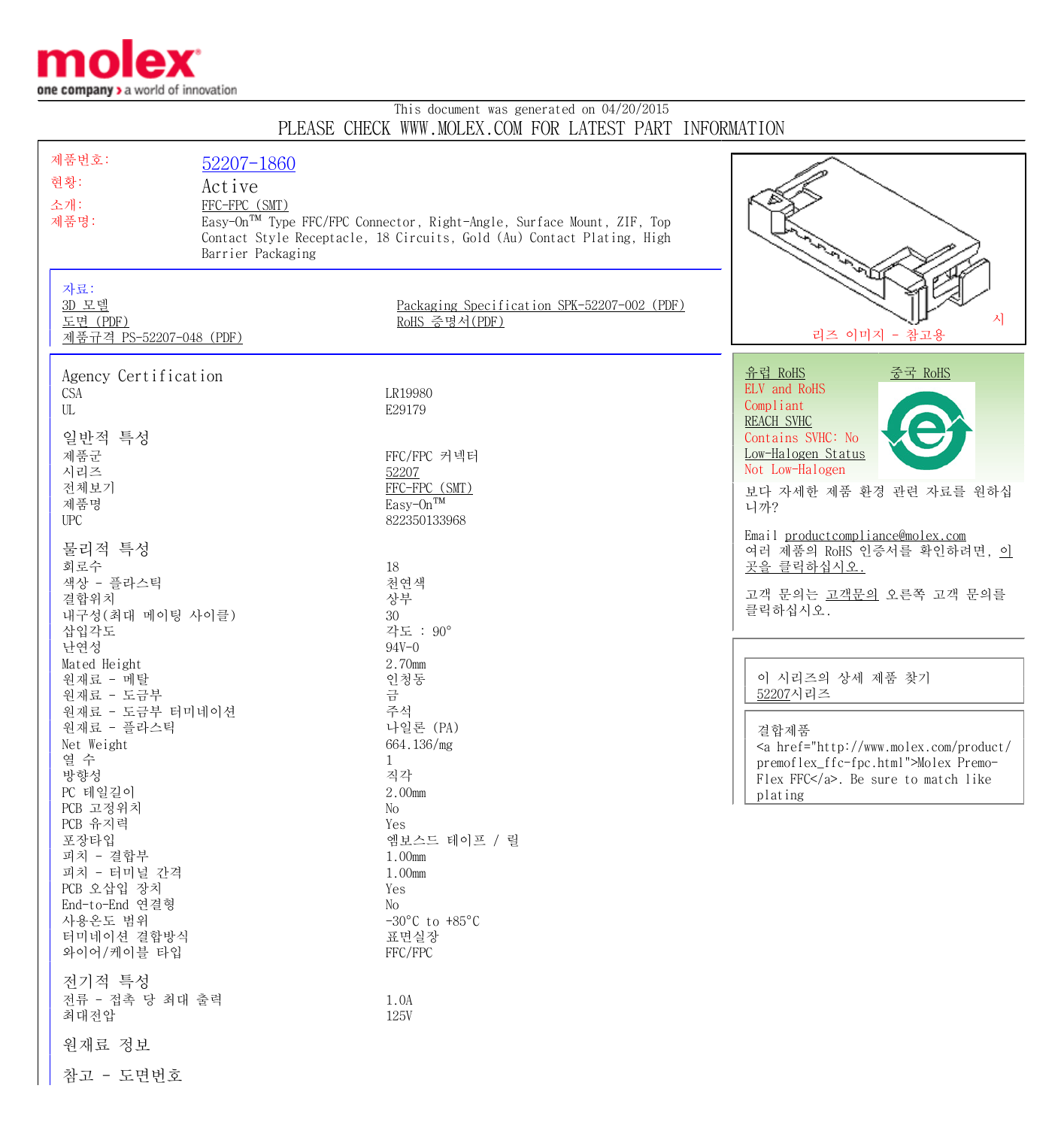This document was generated on 04/20/2015

PLEASE CHECK WWW.MOLEX.COM FOR LATEST PART INFORMATION

| | |
|---|---|
| 제품번호: | 52207-1860 |
| 현황: | Active |
| 소개: | FFC-FPC (SMT) |
| 제품명: | Easy-On™ Type FFC/FPC Connector, Right-Angle, Surface Mount, ZIF, Top Contact Style Receptacle, 18 Circuits, Gold (Au) Contact Plating, High Barrier Packaging |

시리즈 이미지 - 참고용

**자료:**

- 3D 모델
- 도면 (PDF)
- 제품규격 PS-52207-048 (PDF)
- Packaging Specification SPK-52207-002 (PDF)
- RoHS 증명서(PDF)

## Agency Certification

| | |
|---|---|
| CSA | LR19980 |
| UL | E29179 |

## 일반적 특성

| | |
|---|---|
| 제품군 | FFC/FPC 커넥터 |
| 시리즈 | 52207 |
| 전체보기 | FFC-FPC (SMT) |
| 제품명 | Easy-On™ |
| UPC | 822350133968 |

## 물리적 특성

| | |
|---|---|
| 회로수 | 18 |
| 색상 - 플라스틱 | 천연색 |
| 결합위치 | 상부 |
| 내구성(최대 메이팅 사이클) | 30 |
| 삽입각도 | 각도 : 90° |
| 난연성 | 94V-0 |
| Mated Height | 2.70mm |
| 원재료 - 메탈 | 인청동 |
| 원재료 - 도금부 | 금 |
| 원재료 - 도금부 터미네이션 | 주석 |
| 원재료 - 플라스틱 | 나일론 (PA) |
| Net Weight | 664.136/mg |
| 열 수 | 1 |
| 방향성 | 직각 |
| PC 테일길이 | 2.00mm |
| PCB 고정위치 | No |
| PCB 유지력 | Yes |
| 포장타입 | 엠보스드 테이프 / 릴 |
| 피치 - 결합부 | 1.00mm |
| 피치 - 터미널 간격 | 1.00mm |
| PCB 오삽입 장치 | Yes |
| End-to-End 연결형 | No |
| 사용온도 범위 | -30°C to +85°C |
| 터미네이션 결합방식 | 표면실장 |
| 와이어/케이블 타입 | FFC/FPC |

## 전기적 특성

| | |
|---|---|
| 전류 - 접촉 당 최대 출력 | 1.0A |
| 최대전압 | 125V |

## 원재료 정보

## 참고 - 도면번호

---

유럽 RoHS | 중국 RoHS

ELV and RoHS Compliant

REACH SVHC

Contains SVHC: No

Low-Halogen Status

Not Low-Halogen

보다 자세한 제품 환경 관련 자료를 원하십니까?

Email productcompliance@molex.com

여러 제품의 RoHS 인증서를 확인하려면, 이곳을 클릭하십시오.

고객 문의는 고객문의 오른쪽 고객 문의를 클릭하십시오.

이 시리즈의 상세 제품 찾기

52207시리즈

결합제품

<a href="http://www.molex.com/product/premoflex_ffc-fpc.html">Molex Premo-Flex FFC</a>. Be sure to match like plating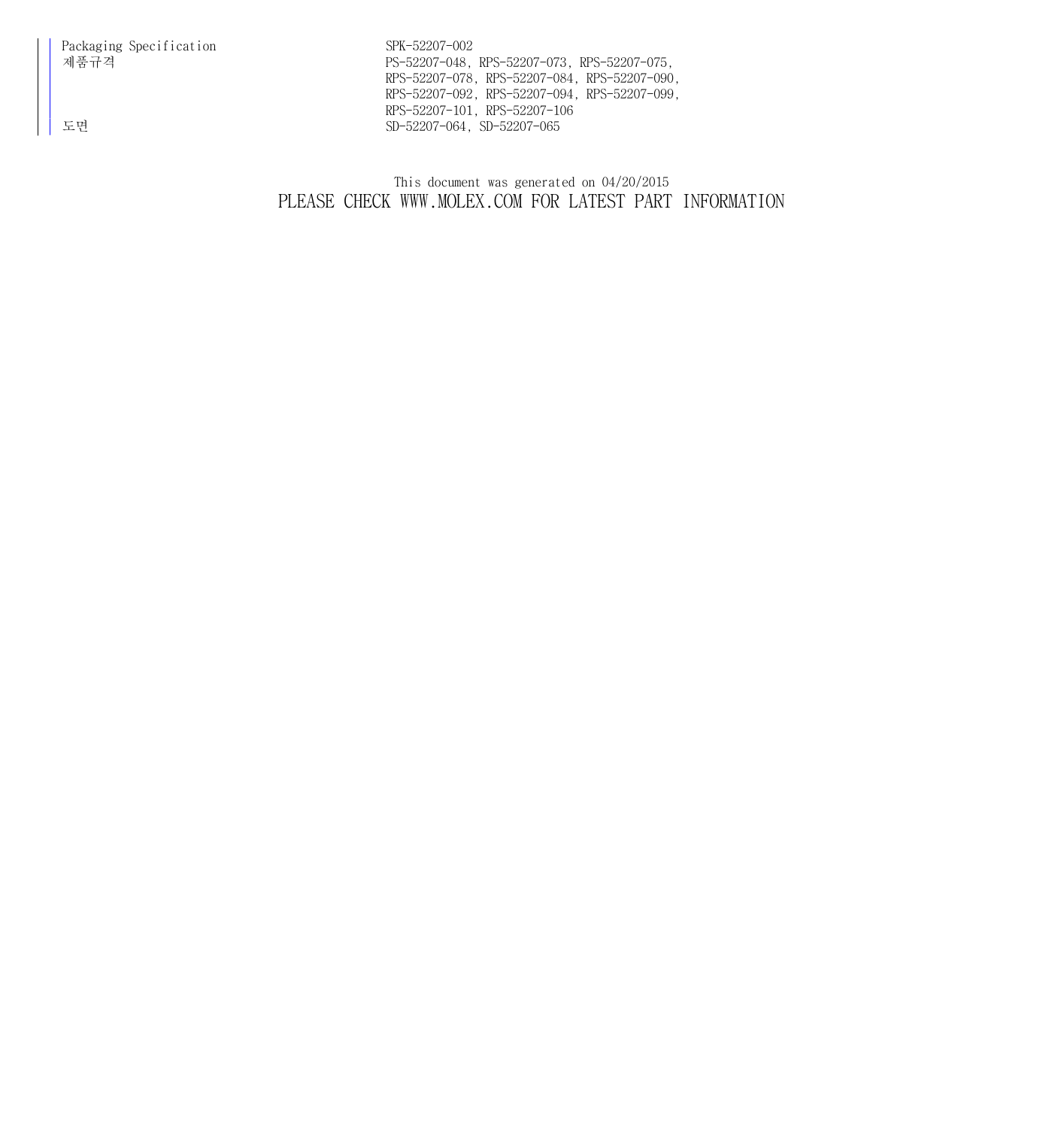| | |
|---|---|
| Packaging Specification | SPK-52207-002 |
| 제품규격 | PS-52207-048, RPS-52207-073, RPS-52207-075, RPS-52207-078, RPS-52207-084, RPS-52207-090, RPS-52207-092, RPS-52207-094, RPS-52207-099, RPS-52207-101, RPS-52207-106 |
| 도면 | SD-52207-064, SD-52207-065 |

This document was generated on 04/20/2015

PLEASE CHECK WWW.MOLEX.COM FOR LATEST PART INFORMATION